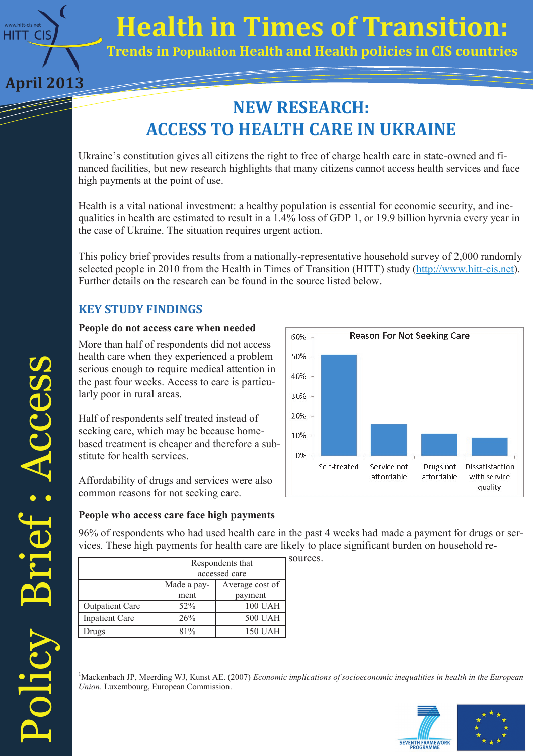# Health in Times of Transition:

## Trends in Population Health and Health policies in CIS countries

April 2013

Policy Brief: Access

## NEW RESEARCH: ACCESS TO HEALTH CARE IN UKRAINE

Ukraine's constitution gives all citizens the right to free of charge health care in state-owned and financed facilities, but new research highlights that many citizens cannot access health services and face high payments at the point of use.

Health is a vital national investment: a healthy population is essential for economic security, and inequalities in health are estimated to result in a 1.4% loss of GDP [1], or 19.9 billion hryvnia every year in the case of Ukraine. The situation requires urgent action.

This policy brief provides results from a nationally-representative household survey of 2,000 randomly selected people in 2010 from the Health in Times of Transition (HITT) study (http://www.hitt-cis.net). Further details on the research can be found in the source listed below.

### KEY STUDY FINDINGS

**People do not access care when needed**

More than half of respondents did not access health care when they experienced a problem serious enough to require medical attention in the past four weeks. Access to care is particularly poor in rural areas.

Half of respondents self treated instead of seeking care, which may be because home-based treatment is cheaper and therefore a substitute for health services.

Affordability of drugs and services were also common reasons for not seeking care.

**Reason For Not Seeking Care**

| Reason | Approx. % |
|---|---|
| Self-treated | ~51% |
| Service not affordable | ~16% |
| Drugs not affordable | ~11% |
| Dissatisfaction with service quality | ~9% |

**People who access care face high payments**

96% of respondents who had used health care in the past 4 weeks had made a payment for drugs or services. These high payments for health care are likely to place significant burden on household resources.

| | Respondents that accessed care | |
|---|---|---|
| | Made a payment | Average cost of payment |
| Outpatient Care | 52% | 100 UAH |
| Inpatient Care | 26% | 500 UAH |
| Drugs | 81% | 150 UAH |

[1]Mackenbach JP, Meerding WJ, Kunst AE. (2007) *Economic implications of socioeconomic inequalities in health in the European Union*. Luxembourg, European Commission.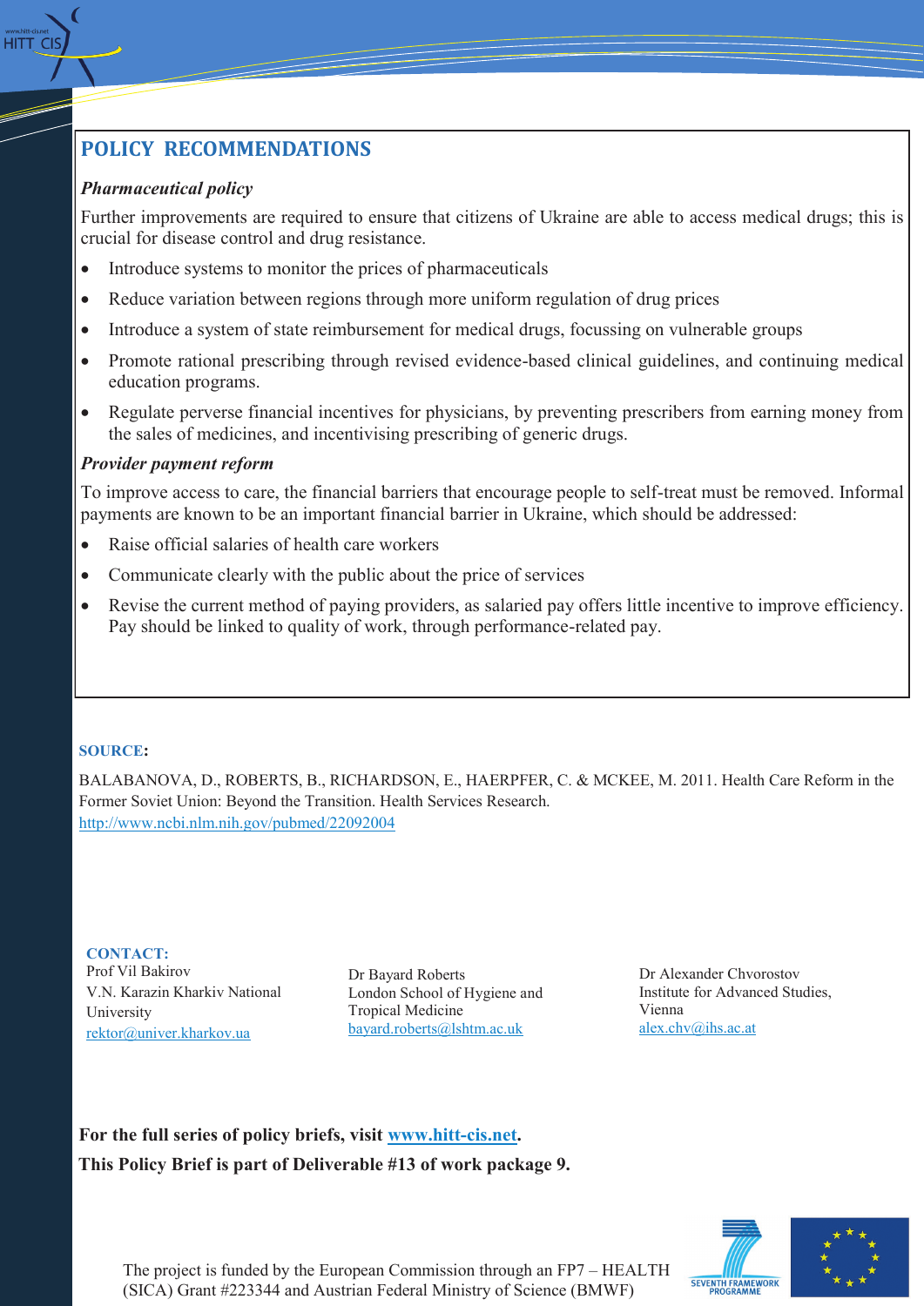## POLICY RECOMMENDATIONS

### *Pharmaceutical policy*

Further improvements are required to ensure that citizens of Ukraine are able to access medical drugs; this is crucial for disease control and drug resistance.

- Introduce systems to monitor the prices of pharmaceuticals
- Reduce variation between regions through more uniform regulation of drug prices
- Introduce a system of state reimbursement for medical drugs, focussing on vulnerable groups
- Promote rational prescribing through revised evidence-based clinical guidelines, and continuing medical education programs.
- Regulate perverse financial incentives for physicians, by preventing prescribers from earning money from the sales of medicines, and incentivising prescribing of generic drugs.

### *Provider payment reform*

To improve access to care, the financial barriers that encourage people to self-treat must be removed. Informal payments are known to be an important financial barrier in Ukraine, which should be addressed:

- Raise official salaries of health care workers
- Communicate clearly with the public about the price of services
- Revise the current method of paying providers, as salaried pay offers little incentive to improve efficiency. Pay should be linked to quality of work, through performance-related pay.

**SOURCE:**

BALABANOVA, D., ROBERTS, B., RICHARDSON, E., HAERPFER, C. & MCKEE, M. 2011. Health Care Reform in the Former Soviet Union: Beyond the Transition. Health Services Research.
http://www.ncbi.nlm.nih.gov/pubmed/22092004

**CONTACT:**

Prof Vil Bakirov
V.N. Karazin Kharkiv National University
rektor@univer.kharkov.ua

Dr Bayard Roberts
London School of Hygiene and Tropical Medicine
bayard.roberts@lshtm.ac.uk

Dr Alexander Chvorostov
Institute for Advanced Studies, Vienna
alex.chv@ihs.ac.at

**For the full series of policy briefs, visit www.hitt-cis.net.**

**This Policy Brief is part of Deliverable #13 of work package 9.**

The project is funded by the European Commission through an FP7 – HEALTH (SICA) Grant #223344 and Austrian Federal Ministry of Science (BMWF)